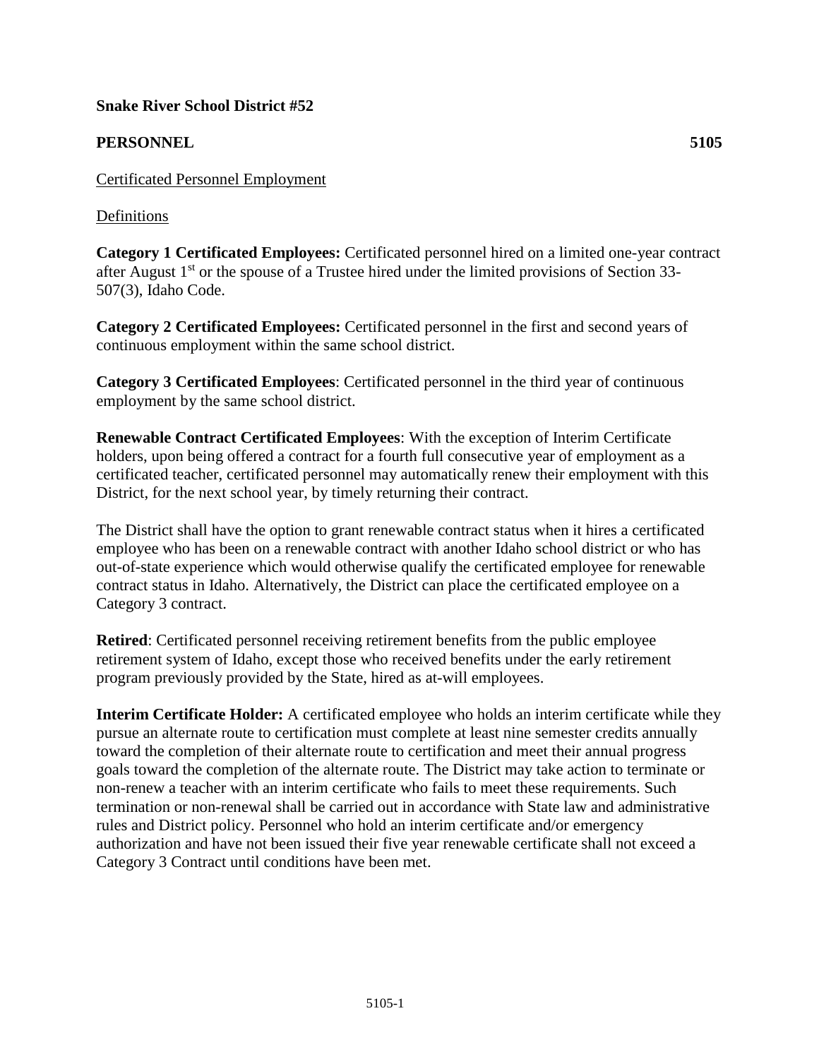**Snake River School District #52**

**PERSONNEL 5105**

Certificated Personnel Employment

Definitions

**Category 1 Certificated Employees:** Certificated personnel hired on a limited one-year contract after August 1st or the spouse of a Trustee hired under the limited provisions of Section 33-507(3), Idaho Code.

**Category 2 Certificated Employees:** Certificated personnel in the first and second years of continuous employment within the same school district.

**Category 3 Certificated Employees**: Certificated personnel in the third year of continuous employment by the same school district.

**Renewable Contract Certificated Employees**: With the exception of Interim Certificate holders, upon being offered a contract for a fourth full consecutive year of employment as a certificated teacher, certificated personnel may automatically renew their employment with this District, for the next school year, by timely returning their contract.

The District shall have the option to grant renewable contract status when it hires a certificated employee who has been on a renewable contract with another Idaho school district or who has out-of-state experience which would otherwise qualify the certificated employee for renewable contract status in Idaho. Alternatively, the District can place the certificated employee on a Category 3 contract.

**Retired**: Certificated personnel receiving retirement benefits from the public employee retirement system of Idaho, except those who received benefits under the early retirement program previously provided by the State, hired as at-will employees.

**Interim Certificate Holder:** A certificated employee who holds an interim certificate while they pursue an alternate route to certification must complete at least nine semester credits annually toward the completion of their alternate route to certification and meet their annual progress goals toward the completion of the alternate route. The District may take action to terminate or non-renew a teacher with an interim certificate who fails to meet these requirements. Such termination or non-renewal shall be carried out in accordance with State law and administrative rules and District policy. Personnel who hold an interim certificate and/or emergency authorization and have not been issued their five year renewable certificate shall not exceed a Category 3 Contract until conditions have been met.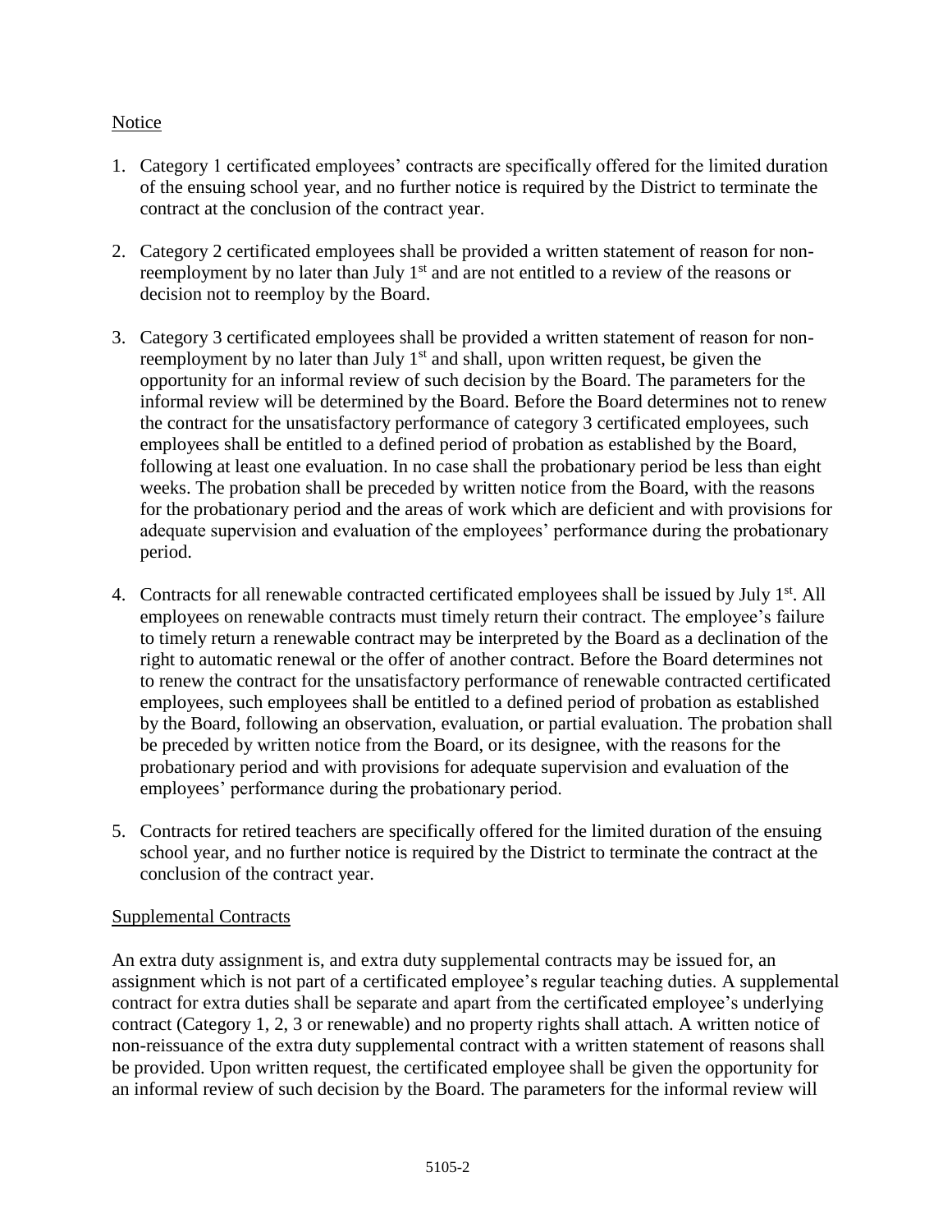## Notice

1. Category 1 certificated employees' contracts are specifically offered for the limited duration of the ensuing school year, and no further notice is required by the District to terminate the contract at the conclusion of the contract year.

2. Category 2 certificated employees shall be provided a written statement of reason for non-reemployment by no later than July 1st and are not entitled to a review of the reasons or decision not to reemploy by the Board.

3. Category 3 certificated employees shall be provided a written statement of reason for non-reemployment by no later than July 1st and shall, upon written request, be given the opportunity for an informal review of such decision by the Board. The parameters for the informal review will be determined by the Board. Before the Board determines not to renew the contract for the unsatisfactory performance of category 3 certificated employees, such employees shall be entitled to a defined period of probation as established by the Board, following at least one evaluation. In no case shall the probationary period be less than eight weeks. The probation shall be preceded by written notice from the Board, with the reasons for the probationary period and the areas of work which are deficient and with provisions for adequate supervision and evaluation of the employees' performance during the probationary period.

4. Contracts for all renewable contracted certificated employees shall be issued by July 1st. All employees on renewable contracts must timely return their contract. The employee's failure to timely return a renewable contract may be interpreted by the Board as a declination of the right to automatic renewal or the offer of another contract. Before the Board determines not to renew the contract for the unsatisfactory performance of renewable contracted certificated employees, such employees shall be entitled to a defined period of probation as established by the Board, following an observation, evaluation, or partial evaluation. The probation shall be preceded by written notice from the Board, or its designee, with the reasons for the probationary period and with provisions for adequate supervision and evaluation of the employees' performance during the probationary period.

5. Contracts for retired teachers are specifically offered for the limited duration of the ensuing school year, and no further notice is required by the District to terminate the contract at the conclusion of the contract year.

## Supplemental Contracts

An extra duty assignment is, and extra duty supplemental contracts may be issued for, an assignment which is not part of a certificated employee's regular teaching duties. A supplemental contract for extra duties shall be separate and apart from the certificated employee's underlying contract (Category 1, 2, 3 or renewable) and no property rights shall attach. A written notice of non-reissuance of the extra duty supplemental contract with a written statement of reasons shall be provided. Upon written request, the certificated employee shall be given the opportunity for an informal review of such decision by the Board. The parameters for the informal review will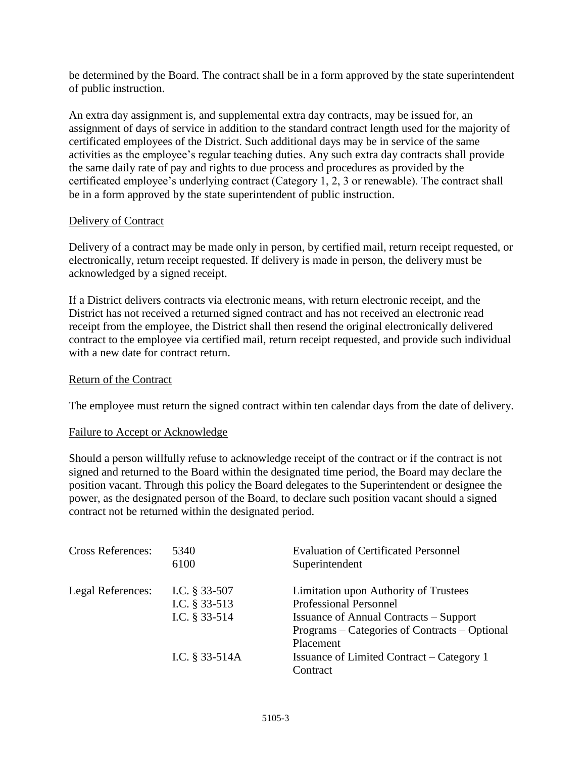be determined by the Board. The contract shall be in a form approved by the state superintendent of public instruction.

An extra day assignment is, and supplemental extra day contracts, may be issued for, an assignment of days of service in addition to the standard contract length used for the majority of certificated employees of the District. Such additional days may be in service of the same activities as the employee's regular teaching duties. Any such extra day contracts shall provide the same daily rate of pay and rights to due process and procedures as provided by the certificated employee's underlying contract (Category 1, 2, 3 or renewable). The contract shall be in a form approved by the state superintendent of public instruction.

Delivery of Contract

Delivery of a contract may be made only in person, by certified mail, return receipt requested, or electronically, return receipt requested. If delivery is made in person, the delivery must be acknowledged by a signed receipt.

If a District delivers contracts via electronic means, with return electronic receipt, and the District has not received a returned signed contract and has not received an electronic read receipt from the employee, the District shall then resend the original electronically delivered contract to the employee via certified mail, return receipt requested, and provide such individual with a new date for contract return.

Return of the Contract

The employee must return the signed contract within ten calendar days from the date of delivery.

Failure to Accept or Acknowledge

Should a person willfully refuse to acknowledge receipt of the contract or if the contract is not signed and returned to the Board within the designated time period, the Board may declare the position vacant. Through this policy the Board delegates to the Superintendent or designee the power, as the designated person of the Board, to declare such position vacant should a signed contract not be returned within the designated period.

| | | |
|---|---|---|
| Cross References: | 5340 | Evaluation of Certificated Personnel |
| | 6100 | Superintendent |
| Legal References: | I.C. § 33-507 | Limitation upon Authority of Trustees |
| | I.C. § 33-513 | Professional Personnel |
| | I.C. § 33-514 | Issuance of Annual Contracts – Support Programs – Categories of Contracts – Optional Placement |
| | I.C. § 33-514A | Issuance of Limited Contract – Category 1 Contract |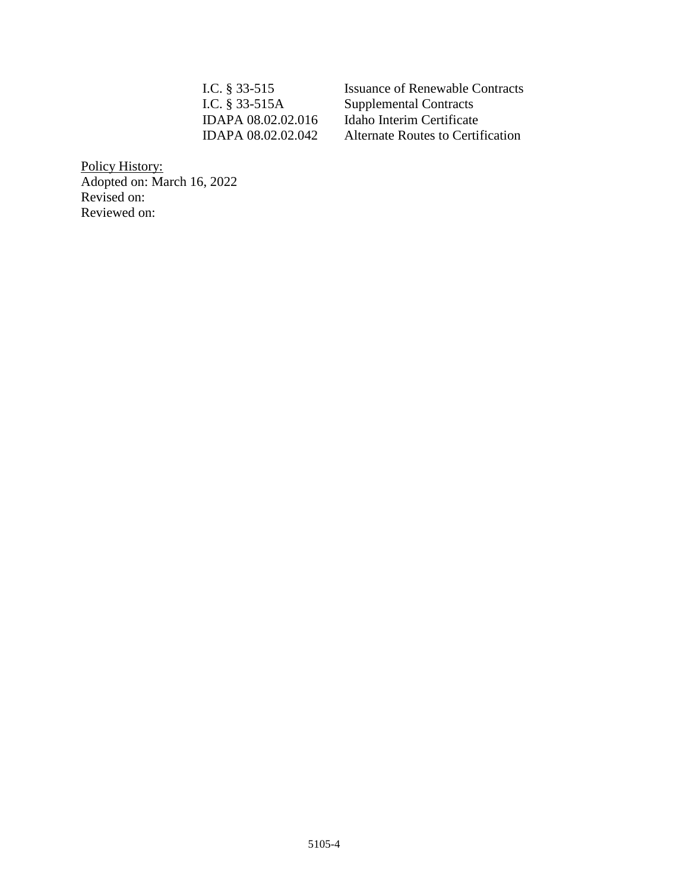| | |
|---|---|
| I.C. § 33-515 | Issuance of Renewable Contracts |
| I.C. § 33-515A | Supplemental Contracts |
| IDAPA 08.02.02.016 | Idaho Interim Certificate |
| IDAPA 08.02.02.042 | Alternate Routes to Certification |

Policy History:
Adopted on: March 16, 2022
Revised on:
Reviewed on: